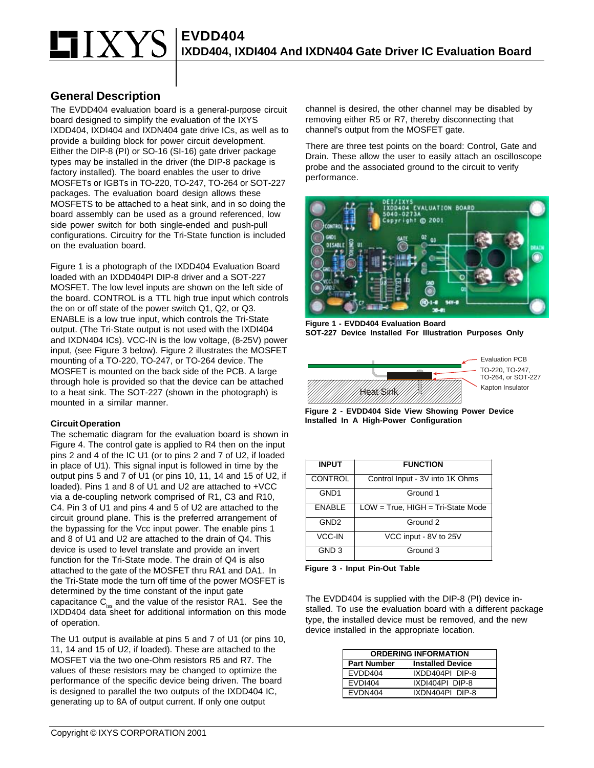# EVDD404

## IXDD404, IXDI404 And IXDN404 Gate Driver IC Evaluation Board

## General Description

The EVDD404 evaluation board is a general-purpose circuit board designed to simplify the evaluation of the IXYS IXDD404, IXDI404 and IXDN404 gate drive ICs, as well as to provide a building block for power circuit development. Either the DIP-8 (PI) or SO-16 (SI-16) gate driver package types may be installed in the driver (the DIP-8 package is factory installed). The board enables the user to drive MOSFETs or IGBTs in TO-220, TO-247, TO-264 or SOT-227 packages. The evaluation board design allows these MOSFETS to be attached to a heat sink, and in so doing the board assembly can be used as a ground referenced, low side power switch for both single-ended and push-pull configurations. Circuitry for the Tri-State function is included on the evaluation board.

Figure 1 is a photograph of the IXDD404 Evaluation Board loaded with an IXDD404PI DIP-8 driver and a SOT-227 MOSFET. The low level inputs are shown on the left side of the board. CONTROL is a TTL high true input which controls the on or off state of the power switch Q1, Q2, or Q3. ENABLE is a low true input, which controls the Tri-State output. (The Tri-State output is not used with the IXDI404 and IXDN404 ICs). VCC-IN is the low voltage, (8-25V) power input, (see Figure 3 below). Figure 2 illustrates the MOSFET mounting of a TO-220, TO-247, or TO-264 device. The MOSFET is mounted on the back side of the PCB. A large through hole is provided so that the device can be attached to a heat sink. The SOT-227 (shown in the photograph) is mounted in a similar manner.

### Circuit Operation

The schematic diagram for the evaluation board is shown in Figure 4. The control gate is applied to R4 then on the input pins 2 and 4 of the IC U1 (or to pins 2 and 7 of U2, if loaded in place of U1). This signal input is followed in time by the output pins 5 and 7 of U1 (or pins 10, 11, 14 and 15 of U2, if loaded). Pins 1 and 8 of U1 and U2 are attached to +VCC via a de-coupling network comprised of R1, C3 and R10, C4. Pin 3 of U1 and pins 4 and 5 of U2 are attached to the circuit ground plane. This is the preferred arrangement of the bypassing for the Vcc input power. The enable pins 1 and 8 of U1 and U2 are attached to the drain of Q4. This device is used to level translate and provide an invert function for the Tri-State mode. The drain of Q4 is also attached to the gate of the MOSFET thru RA1 and DA1. In the Tri-State mode the turn off time of the power MOSFET is determined by the time constant of the input gate capacitance $C_{iss}$ and the value of the resistor RA1. See the IXDD404 data sheet for additional information on this mode of operation.

The U1 output is available at pins 5 and 7 of U1 (or pins 10, 11, 14 and 15 of U2, if loaded). These are attached to the MOSFET via the two one-Ohm resistors R5 and R7. The values of these resistors may be changed to optimize the performance of the specific device being driven. The board is designed to parallel the two outputs of the IXDD404 IC, generating up to 8A of output current. If only one output channel is desired, the other channel may be disabled by removing either R5 or R7, thereby disconnecting that channel's output from the MOSFET gate.

There are three test points on the board: Control, Gate and Drain. These allow the user to easily attach an oscilloscope probe and the associated ground to the circuit to verify performance.

**Figure 1 - EVDD404 Evaluation Board**
**SOT-227 Device Installed For Illustration Purposes Only**

Evaluation PCB
TO-220, TO-247, TO-264, or SOT-227
Kapton Insulator
Heat Sink

**Figure 2 - EVDD404 Side View Showing Power Device Installed In A High-Power Configuration**

| INPUT | FUNCTION |
| --- | --- |
| CONTROL | Control Input - 3V into 1K Ohms |
| GND1 | Ground 1 |
| ENABLE | LOW = True, HIGH = Tri-State Mode |
| GND2 | Ground 2 |
| VCC-IN | VCC input - 8V to 25V |
| GND 3 | Ground 3 |

**Figure 3 - Input Pin-Out Table**

The EVDD404 is supplied with the DIP-8 (PI) device installed. To use the evaluation board with a different package type, the installed device must be removed, and the new device installed in the appropriate location.

| ORDERING INFORMATION | |
| --- | --- |
| **Part Number** | **Installed Device** |
| EVDD404 | IXDD404PI DIP-8 |
| EVDI404 | IXDI404PI DIP-8 |
| EVDN404 | IXDN404PI DIP-8 |

Copyright © IXYS CORPORATION 2001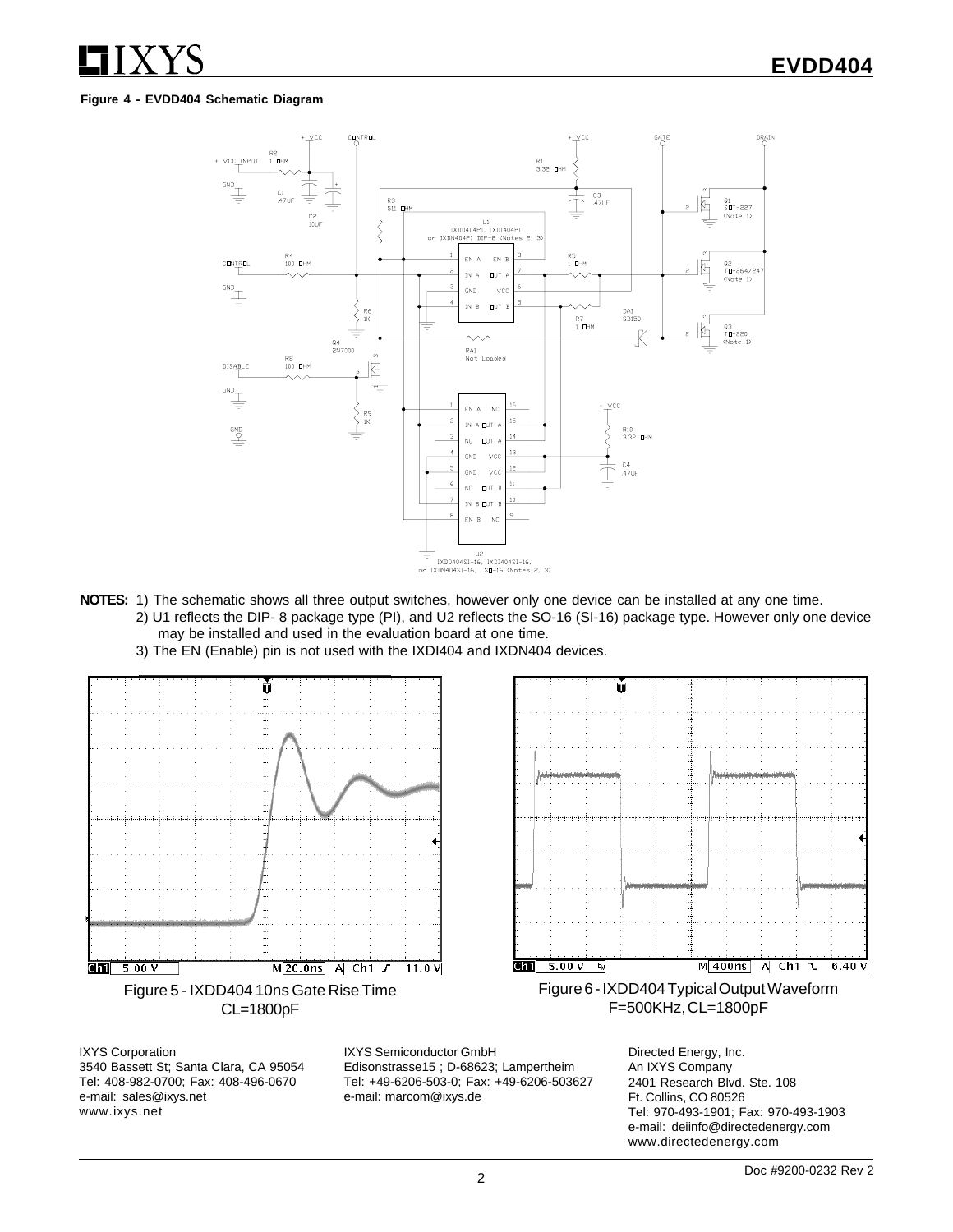**Figure 4 - EVDD404 Schematic Diagram**

**NOTES:** 1) The schematic shows all three output switches, however only one device can be installed at any one time.

2) U1 reflects the DIP- 8 package type (PI), and U2 reflects the SO-16 (SI-16) package type. However only one device may be installed and used in the evaluation board at one time.

3) The EN (Enable) pin is not used with the IXDI404 and IXDN404 devices.

Ch1 5.00 V M 20.0ns A Ch1 ∫ 11.0 V

Figure 5 - IXDD404 10ns Gate Rise Time CL=1800pF

Ch1 5.00 V M 400ns A Ch1 ∖ 6.40 V

Figure 6 - IXDD404 Typical Output Waveform F=500KHz, CL=1800pF

IXYS Corporation
3540 Bassett St; Santa Clara, CA 95054
Tel: 408-982-0700; Fax: 408-496-0670
e-mail: sales@ixys.net
www.ixys.net

IXYS Semiconductor GmbH
Edisonstrasse15 ; D-68623; Lampertheim
Tel: +49-6206-503-0; Fax: +49-6206-503627
e-mail: marcom@ixys.de

Directed Energy, Inc.
An IXYS Company
2401 Research Blvd. Ste. 108
Ft. Collins, CO 80526
Tel: 970-493-1901; Fax: 970-493-1903
e-mail: deiinfo@directedenergy.com
www.directedenergy.com

Doc #9200-0232 Rev 2